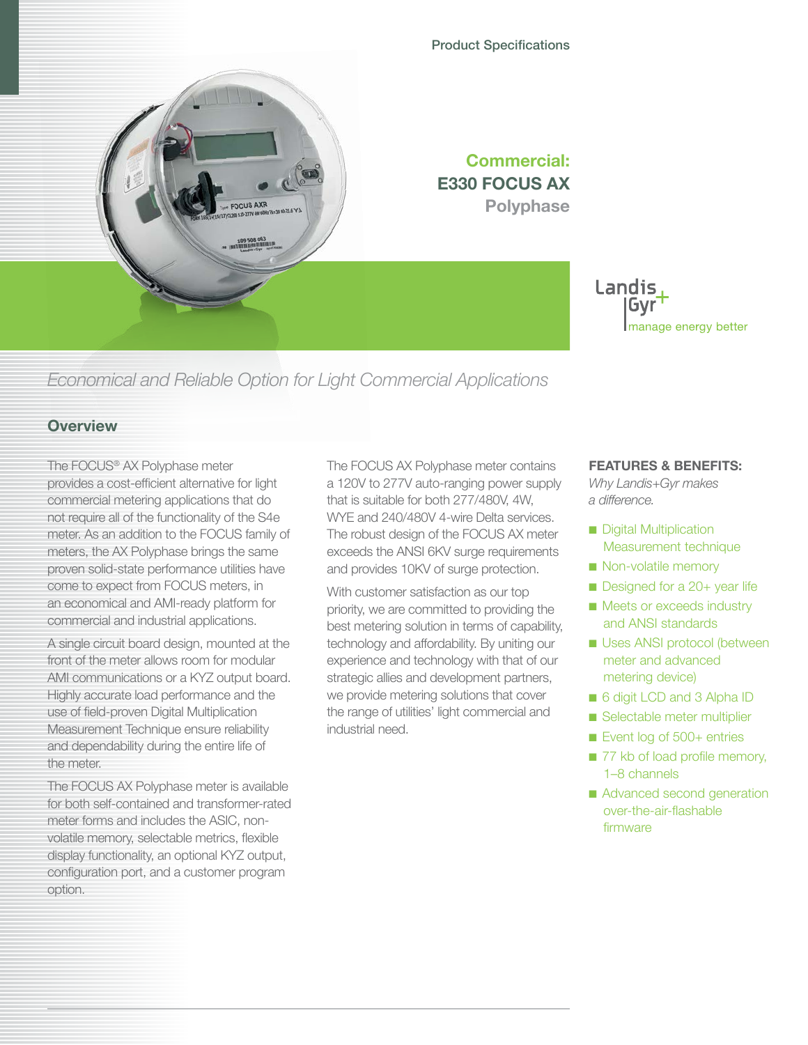Product Specifications

# Commercial: E330 FOCUS AX Polyphase

Landis+Gyr
manage energy better

*Economical and Reliable Option for Light Commercial Applications*

## Overview

The FOCUS® AX Polyphase meter provides a cost-efficient alternative for light commercial metering applications that do not require all of the functionality of the S4e meter. As an addition to the FOCUS family of meters, the AX Polyphase brings the same proven solid-state performance utilities have come to expect from FOCUS meters, in an economical and AMI-ready platform for commercial and industrial applications.

A single circuit board design, mounted at the front of the meter allows room for modular AMI communications or a KYZ output board. Highly accurate load performance and the use of field-proven Digital Multiplication Measurement Technique ensure reliability and dependability during the entire life of the meter.

The FOCUS AX Polyphase meter is available for both self-contained and transformer-rated meter forms and includes the ASIC, non-volatile memory, selectable metrics, flexible display functionality, an optional KYZ output, configuration port, and a customer program option.

The FOCUS AX Polyphase meter contains a 120V to 277V auto-ranging power supply that is suitable for both 277/480V, 4W, WYE and 240/480V 4-wire Delta services. The robust design of the FOCUS AX meter exceeds the ANSI 6KV surge requirements and provides 10KV of surge protection.

With customer satisfaction as our top priority, we are committed to providing the best metering solution in terms of capability, technology and affordability. By uniting our experience and technology with that of our strategic allies and development partners, we provide metering solutions that cover the range of utilities' light commercial and industrial need.

**FEATURES & BENEFITS:**

*Why Landis+Gyr makes a difference.*

- Digital Multiplication Measurement technique
- Non-volatile memory
- Designed for a 20+ year life
- Meets or exceeds industry and ANSI standards
- Uses ANSI protocol (between meter and advanced metering device)
- 6 digit LCD and 3 Alpha ID
- Selectable meter multiplier
- Event log of 500+ entries
- 77 kb of load profile memory, 1–8 channels
- Advanced second generation over-the-air-flashable firmware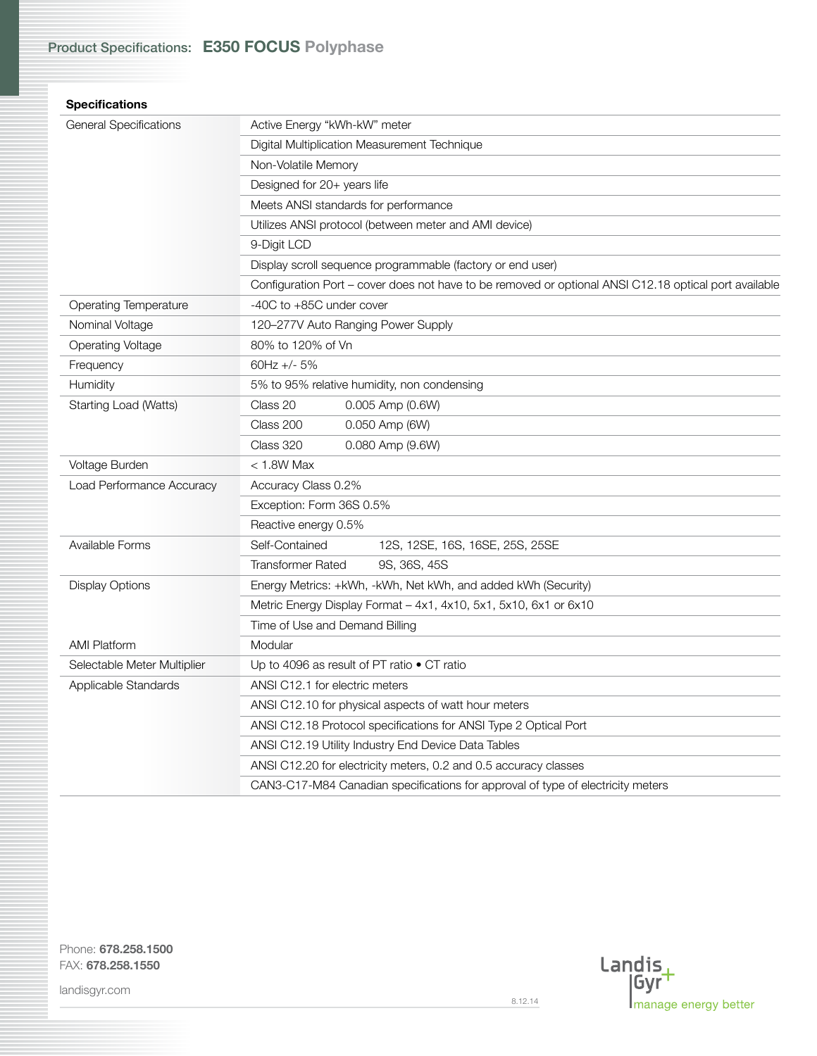## Product Specifications: E350 FOCUS Polyphase

**Specifications**

| | | |
|---|---|---|
| General Specifications | Active Energy "kWh-kW" meter | |
| | Digital Multiplication Measurement Technique | |
| | Non-Volatile Memory | |
| | Designed for 20+ years life | |
| | Meets ANSI standards for performance | |
| | Utilizes ANSI protocol (between meter and AMI device) | |
| | 9-Digit LCD | |
| | Display scroll sequence programmable (factory or end user) | |
| | Configuration Port – cover does not have to be removed or optional ANSI C12.18 optical port available | |
| Operating Temperature | -40C to +85C under cover | |
| Nominal Voltage | 120–277V Auto Ranging Power Supply | |
| Operating Voltage | 80% to 120% of Vn | |
| Frequency | 60Hz +/- 5% | |
| Humidity | 5% to 95% relative humidity, non condensing | |
| Starting Load (Watts) | Class 20 | 0.005 Amp (0.6W) |
| | Class 200 | 0.050 Amp (6W) |
| | Class 320 | 0.080 Amp (9.6W) |
| Voltage Burden | < 1.8W Max | |
| Load Performance Accuracy | Accuracy Class 0.2% | |
| | Exception: Form 36S 0.5% | |
| | Reactive energy 0.5% | |
| Available Forms | Self-Contained | 12S, 12SE, 16S, 16SE, 25S, 25SE |
| | Transformer Rated | 9S, 36S, 45S |
| Display Options | Energy Metrics: +kWh, -kWh, Net kWh, and added kWh (Security) | |
| | Metric Energy Display Format – 4x1, 4x10, 5x1, 5x10, 6x1 or 6x10 | |
| | Time of Use and Demand Billing | |
| AMI Platform | Modular | |
| Selectable Meter Multiplier | Up to 4096 as result of PT ratio • CT ratio | |
| Applicable Standards | ANSI C12.1 for electric meters | |
| | ANSI C12.10 for physical aspects of watt hour meters | |
| | ANSI C12.18 Protocol specifications for ANSI Type 2 Optical Port | |
| | ANSI C12.19 Utility Industry End Device Data Tables | |
| | ANSI C12.20 for electricity meters, 0.2 and 0.5 accuracy classes | |
| | CAN3-C17-M84 Canadian specifications for approval of type of electricity meters | |

Phone: **678.258.1500**
FAX: **678.258.1550**

landisgyr.com

8.12.14

Landis+Gyr
manage energy better